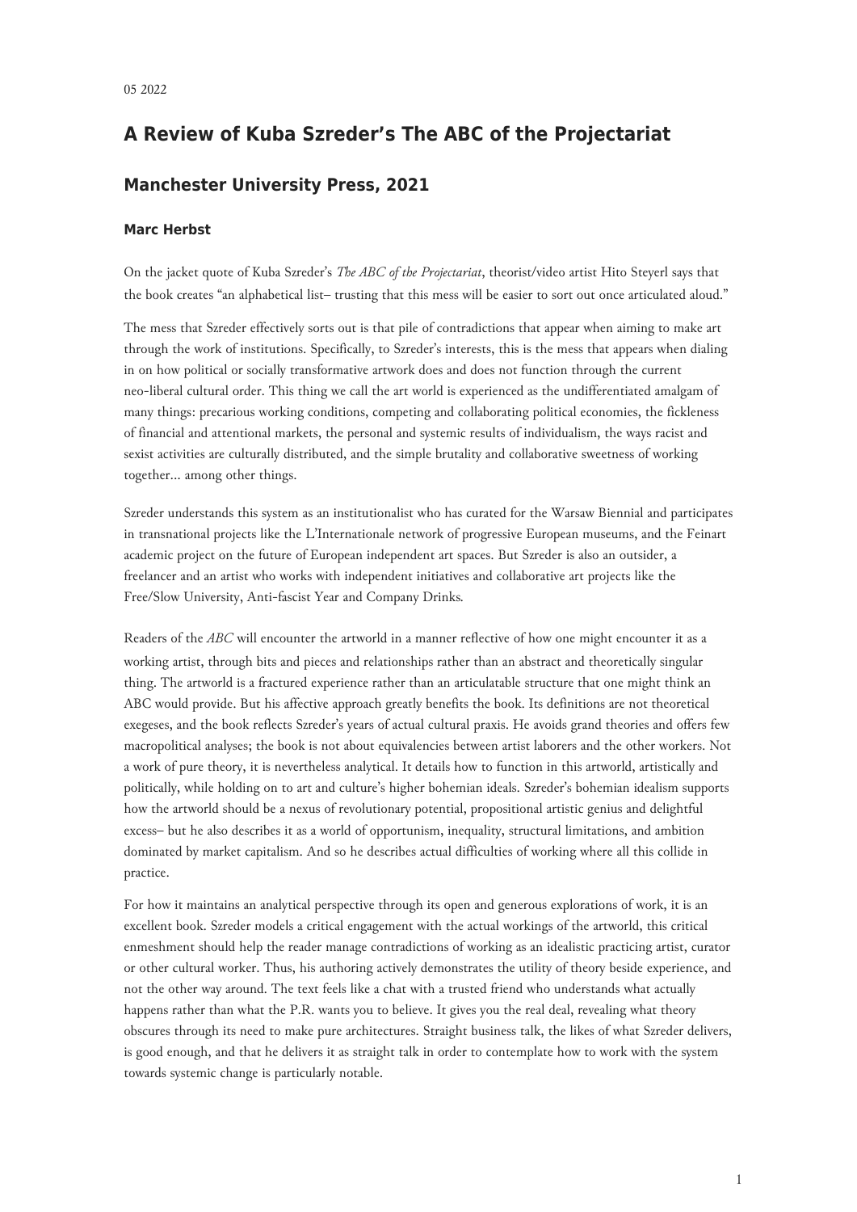05 2022

# A Review of Kuba Szreder's The ABC of the Projectariat

## Manchester University Press, 2021

**Marc Herbst**

On the jacket quote of Kuba Szreder's *The ABC of the Projectariat*, theorist/video artist Hito Steyerl says that the book creates "an alphabetical list– trusting that this mess will be easier to sort out once articulated aloud."

The mess that Szreder effectively sorts out is that pile of contradictions that appear when aiming to make art through the work of institutions. Specifically, to Szreder's interests, this is the mess that appears when dialing in on how political or socially transformative artwork does and does not function through the current neo-liberal cultural order. This thing we call the art world is experienced as the undifferentiated amalgam of many things: precarious working conditions, competing and collaborating political economies, the fickleness of financial and attentional markets, the personal and systemic results of individualism, the ways racist and sexist activities are culturally distributed, and the simple brutality and collaborative sweetness of working together... among other things.

Szreder understands this system as an institutionalist who has curated for the Warsaw Biennial and participates in transnational projects like the L'Internationale network of progressive European museums, and the Feinart academic project on the future of European independent art spaces. But Szreder is also an outsider, a freelancer and an artist who works with independent initiatives and collaborative art projects like the Free/Slow University, Anti-fascist Year and Company Drinks.

Readers of the *ABC* will encounter the artworld in a manner reflective of how one might encounter it as a working artist, through bits and pieces and relationships rather than an abstract and theoretically singular thing. The artworld is a fractured experience rather than an articulatable structure that one might think an ABC would provide. But his affective approach greatly benefits the book. Its definitions are not theoretical exegeses, and the book reflects Szreder's years of actual cultural praxis. He avoids grand theories and offers few macropolitical analyses; the book is not about equivalencies between artist laborers and the other workers. Not a work of pure theory, it is nevertheless analytical. It details how to function in this artworld, artistically and politically, while holding on to art and culture's higher bohemian ideals. Szreder's bohemian idealism supports how the artworld should be a nexus of revolutionary potential, propositional artistic genius and delightful excess– but he also describes it as a world of opportunism, inequality, structural limitations, and ambition dominated by market capitalism. And so he describes actual difficulties of working where all this collide in practice.

For how it maintains an analytical perspective through its open and generous explorations of work, it is an excellent book. Szreder models a critical engagement with the actual workings of the artworld, this critical enmeshment should help the reader manage contradictions of working as an idealistic practicing artist, curator or other cultural worker. Thus, his authoring actively demonstrates the utility of theory beside experience, and not the other way around. The text feels like a chat with a trusted friend who understands what actually happens rather than what the P.R. wants you to believe. It gives you the real deal, revealing what theory obscures through its need to make pure architectures. Straight business talk, the likes of what Szreder delivers, is good enough, and that he delivers it as straight talk in order to contemplate how to work with the system towards systemic change is particularly notable.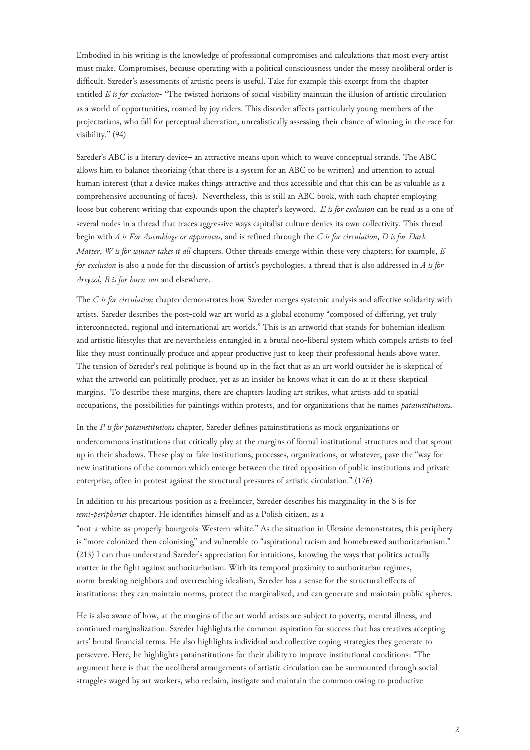Embodied in his writing is the knowledge of professional compromises and calculations that most every artist must make. Compromises, because operating with a political consciousness under the messy neoliberal order is difficult. Szreder's assessments of artistic peers is useful. Take for example this excerpt from the chapter entitled *E is for exclusion*- "The twisted horizons of social visibility maintain the illusion of artistic circulation as a world of opportunities, roamed by joy riders. This disorder affects particularly young members of the projectarians, who fall for perceptual aberration, unrealistically assessing their chance of winning in the race for visibility." (94)

Szreder's ABC is a literary device– an attractive means upon which to weave conceptual strands. The ABC allows him to balance theorizing (that there is a system for an ABC to be written) and attention to actual human interest (that a device makes things attractive and thus accessible and that this can be as valuable as a comprehensive accounting of facts). Nevertheless, this is still an ABC book, with each chapter employing loose but coherent writing that expounds upon the chapter's keyword. *E is for exclusion* can be read as a one of several nodes in a thread that traces aggressive ways capitalist culture denies its own collectivity. This thread begin with *A is For Assemblage or apparatus*, and is refined through the *C is for circulation*, *D is for Dark Matter*, *W is for winner takes it all* chapters. Other threads emerge within these very chapters; for example, *E for exclusion* is also a node for the discussion of artist's psychologies, a thread that is also addressed in *A is for Artyzol*, *B is for burn-out* and elsewhere.

The *C is for circulation* chapter demonstrates how Szreder merges systemic analysis and affective solidarity with artists. Szreder describes the post-cold war art world as a global economy "composed of differing, yet truly interconnected, regional and international art worlds." This is an artworld that stands for bohemian idealism and artistic lifestyles that are nevertheless entangled in a brutal neo-liberal system which compels artists to feel like they must continually produce and appear productive just to keep their professional heads above water. The tension of Szreder's real politique is bound up in the fact that as an art world outsider he is skeptical of what the artworld can politically produce, yet as an insider he knows what it can do at it these skeptical margins. To describe these margins, there are chapters lauding art strikes, what artists add to spatial occupations, the possibilities for paintings within protests, and for organizations that he names *patainstitutions.*

In the *P is for patainstitutions* chapter, Szreder defines patainstitutions as mock organizations or undercommons institutions that critically play at the margins of formal institutional structures and that sprout up in their shadows. These play or fake institutions, processes, organizations, or whatever, pave the "way for new institutions of the common which emerge between the tired opposition of public institutions and private enterprise, often in protest against the structural pressures of artistic circulation." (176)

In addition to his precarious position as a freelancer, Szreder describes his marginality in the S is for *semi-peripheries* chapter. He identifies himself and as a Polish citizen, as a "not-a-white-as-properly-bourgeois-Western-white." As the situation in Ukraine demonstrates, this periphery is "more colonized then colonizing" and vulnerable to "aspirational racism and homebrewed authoritarianism." (213) I can thus understand Szreder's appreciation for intuitions, knowing the ways that politics actually matter in the fight against authoritarianism. With its temporal proximity to authoritarian regimes, norm-breaking neighbors and overreaching idealism, Szreder has a sense for the structural effects of institutions: they can maintain norms, protect the marginalized, and can generate and maintain public spheres.

He is also aware of how, at the margins of the art world artists are subject to poverty, mental illness, and continued marginalization. Szreder highlights the common aspiration for success that has creatives accepting arts' brutal financial terms. He also highlights individual and collective coping strategies they generate to persevere. Here, he highlights patainstitutions for their ability to improve institutional conditions: "The argument here is that the neoliberal arrangements of artistic circulation can be surmounted through social struggles waged by art workers, who reclaim, instigate and maintain the common owing to productive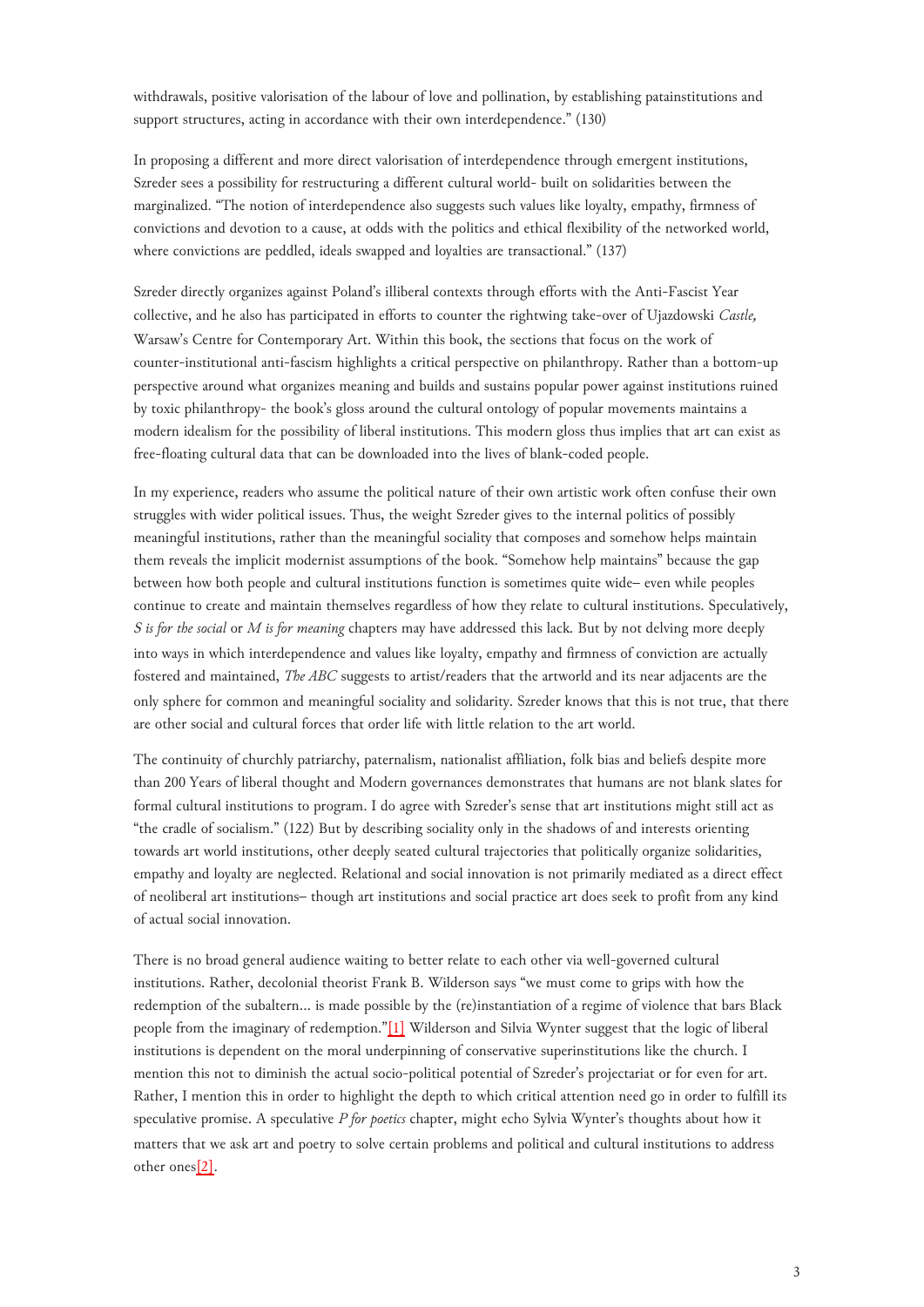withdrawals, positive valorisation of the labour of love and pollination, by establishing patainstitutions and support structures, acting in accordance with their own interdependence." (130)

In proposing a different and more direct valorisation of interdependence through emergent institutions, Szreder sees a possibility for restructuring a different cultural world- built on solidarities between the marginalized. "The notion of interdependence also suggests such values like loyalty, empathy, firmness of convictions and devotion to a cause, at odds with the politics and ethical flexibility of the networked world, where convictions are peddled, ideals swapped and loyalties are transactional." (137)

Szreder directly organizes against Poland's illiberal contexts through efforts with the Anti-Fascist Year collective, and he also has participated in efforts to counter the rightwing take-over of Ujazdowski *Castle,* Warsaw's Centre for Contemporary Art. Within this book, the sections that focus on the work of counter-institutional anti-fascism highlights a critical perspective on philanthropy. Rather than a bottom-up perspective around what organizes meaning and builds and sustains popular power against institutions ruined by toxic philanthropy- the book's gloss around the cultural ontology of popular movements maintains a modern idealism for the possibility of liberal institutions. This modern gloss thus implies that art can exist as free-floating cultural data that can be downloaded into the lives of blank-coded people.

In my experience, readers who assume the political nature of their own artistic work often confuse their own struggles with wider political issues. Thus, the weight Szreder gives to the internal politics of possibly meaningful institutions, rather than the meaningful sociality that composes and somehow helps maintain them reveals the implicit modernist assumptions of the book. "Somehow help maintains" because the gap between how both people and cultural institutions function is sometimes quite wide– even while peoples continue to create and maintain themselves regardless of how they relate to cultural institutions. Speculatively, *S is for the social* or *M is for meaning* chapters may have addressed this lack. But by not delving more deeply into ways in which interdependence and values like loyalty, empathy and firmness of conviction are actually fostered and maintained, *The ABC* suggests to artist/readers that the artworld and its near adjacents are the only sphere for common and meaningful sociality and solidarity. Szreder knows that this is not true, that there are other social and cultural forces that order life with little relation to the art world.

The continuity of churchly patriarchy, paternalism, nationalist affiliation, folk bias and beliefs despite more than 200 Years of liberal thought and Modern governances demonstrates that humans are not blank slates for formal cultural institutions to program. I do agree with Szreder's sense that art institutions might still act as "the cradle of socialism." (122) But by describing sociality only in the shadows of and interests orienting towards art world institutions, other deeply seated cultural trajectories that politically organize solidarities, empathy and loyalty are neglected. Relational and social innovation is not primarily mediated as a direct effect of neoliberal art institutions– though art institutions and social practice art does seek to profit from any kind of actual social innovation.

There is no broad general audience waiting to better relate to each other via well-governed cultural institutions. Rather, decolonial theorist Frank B. Wilderson says "we must come to grips with how the redemption of the subaltern... is made possible by the (re)instantiation of a regime of violence that bars Black people from the imaginary of redemption."[1] Wilderson and Silvia Wynter suggest that the logic of liberal institutions is dependent on the moral underpinning of conservative superinstitutions like the church. I mention this not to diminish the actual socio-political potential of Szreder's projectariat or for even for art. Rather, I mention this in order to highlight the depth to which critical attention need go in order to fulfill its speculative promise. A speculative *P for poetics* chapter, might echo Sylvia Wynter's thoughts about how it matters that we ask art and poetry to solve certain problems and political and cultural institutions to address other ones[2].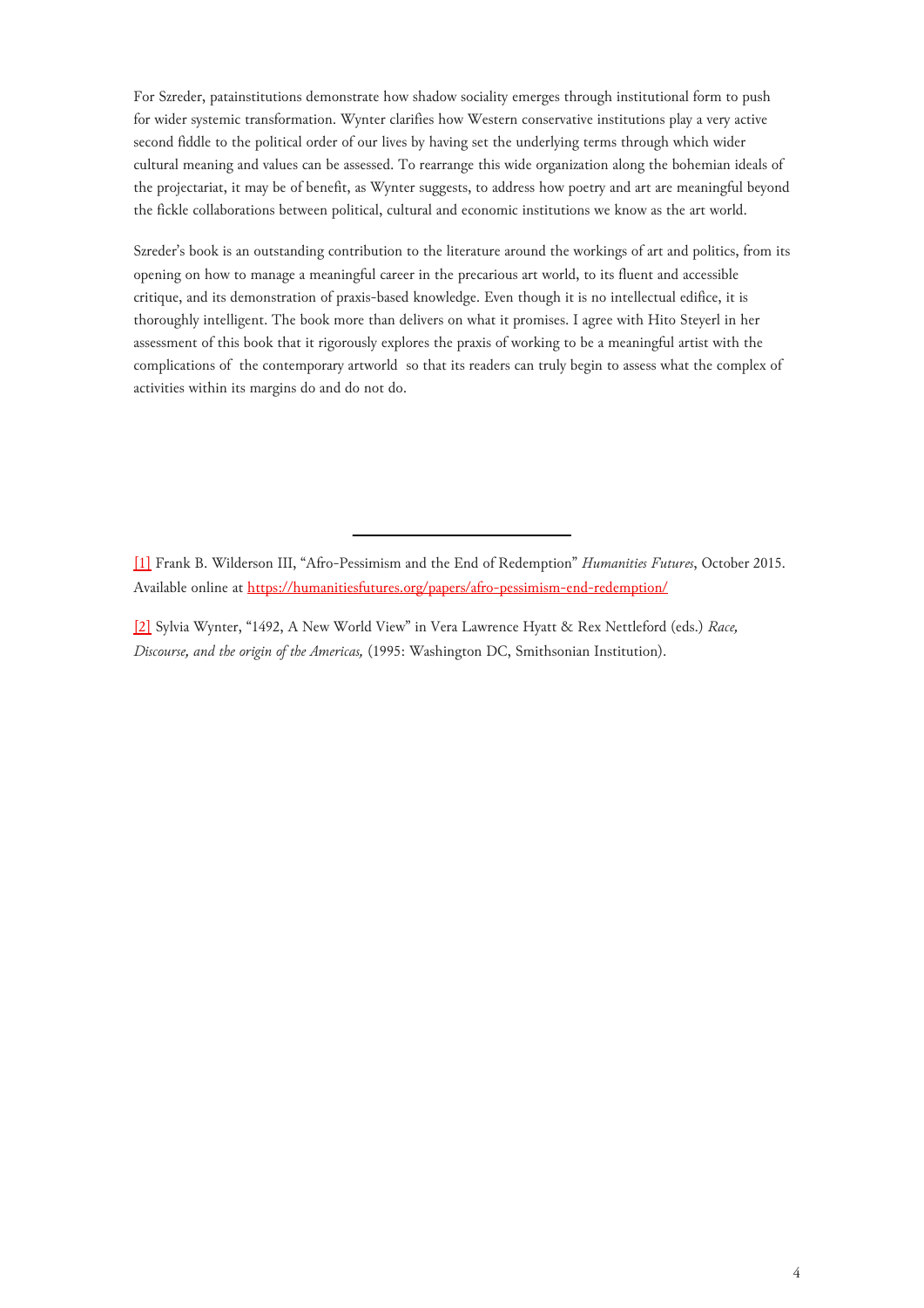For Szreder, patainstitutions demonstrate how shadow sociality emerges through institutional form to push for wider systemic transformation. Wynter clarifies how Western conservative institutions play a very active second fiddle to the political order of our lives by having set the underlying terms through which wider cultural meaning and values can be assessed. To rearrange this wide organization along the bohemian ideals of the projectariat, it may be of benefit, as Wynter suggests, to address how poetry and art are meaningful beyond the fickle collaborations between political, cultural and economic institutions we know as the art world.

Szreder's book is an outstanding contribution to the literature around the workings of art and politics, from its opening on how to manage a meaningful career in the precarious art world, to its fluent and accessible critique, and its demonstration of praxis-based knowledge. Even though it is no intellectual edifice, it is thoroughly intelligent. The book more than delivers on what it promises. I agree with Hito Steyerl in her assessment of this book that it rigorously explores the praxis of working to be a meaningful artist with the complications of the contemporary artworld so that its readers can truly begin to assess what the complex of activities within its margins do and do not do.

---

[1] Frank B. Wilderson III, "Afro-Pessimism and the End of Redemption" *Humanities Futures*, October 2015. Available online at https://humanitiesfutures.org/papers/afro-pessimism-end-redemption/

[2] Sylvia Wynter, "1492, A New World View" in Vera Lawrence Hyatt & Rex Nettleford (eds.) *Race, Discourse, and the origin of the Americas,* (1995: Washington DC, Smithsonian Institution).